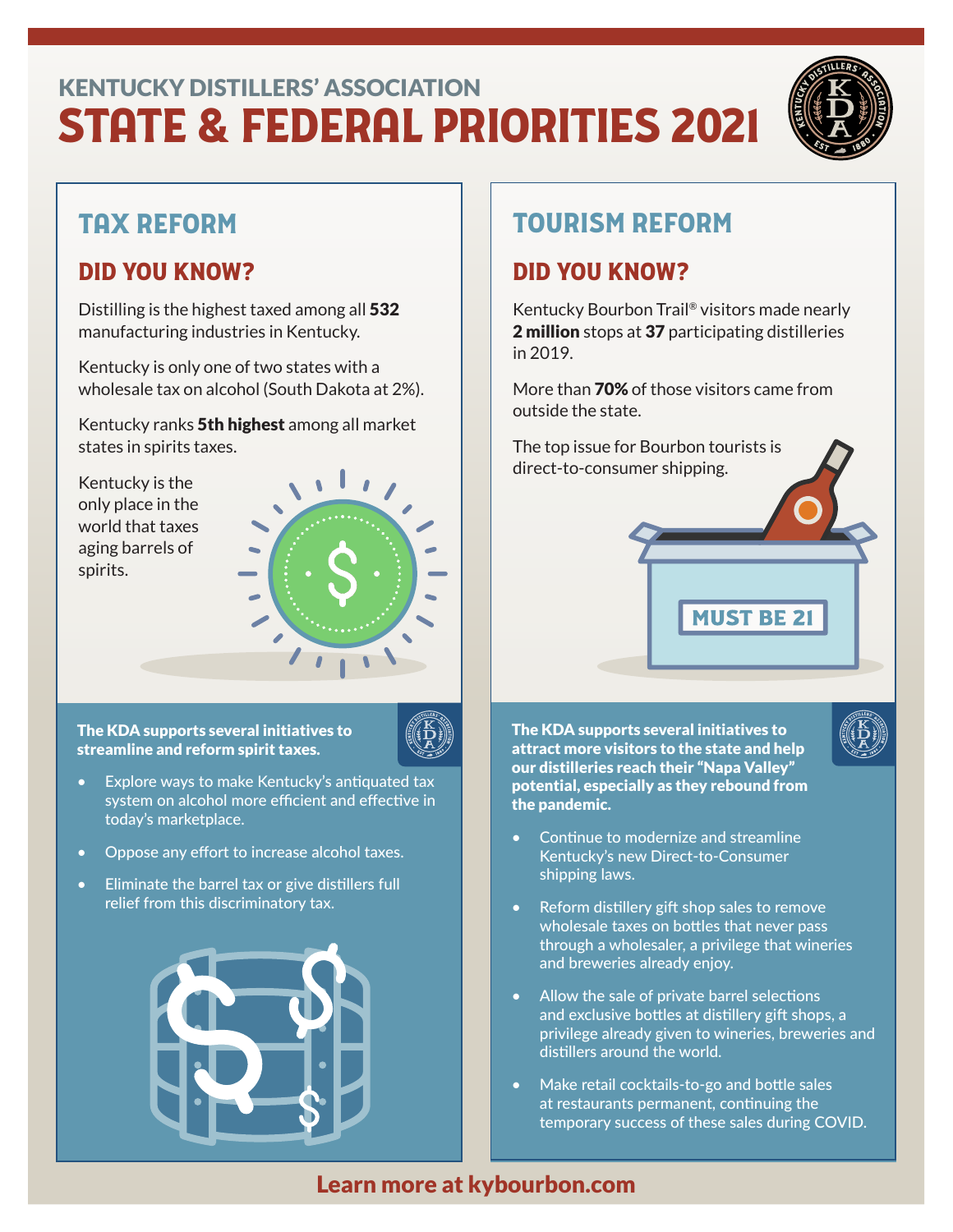# KENTUCKY DISTILLERS' ASSOCIATION

# STATE & FEDERAL PRIORITIES 2021

## TAX REFORM

### DID YOU KNOW?

Distilling is the highest taxed among all **532** manufacturing industries in Kentucky.

Kentucky is only one of two states with a wholesale tax on alcohol (South Dakota at 2%).

Kentucky ranks **5th highest** among all market states in spirits taxes.

Kentucky is the only place in the world that taxes aging barrels of spirits.

**The KDA supports several initiatives to streamline and reform spirit taxes.**

- Explore ways to make Kentucky's antiquated tax system on alcohol more efficient and effective in today's marketplace.
- Oppose any effort to increase alcohol taxes.
- Eliminate the barrel tax or give distillers full relief from this discriminatory tax.

## TOURISM REFORM

### DID YOU KNOW?

Kentucky Bourbon Trail® visitors made nearly **2 million** stops at **37** participating distilleries in 2019.

More than **70%** of those visitors came from outside the state.

The top issue for Bourbon tourists is direct-to-consumer shipping.

MUST BE 21

**The KDA supports several initiatives to attract more visitors to the state and help our distilleries reach their "Napa Valley" potential, especially as they rebound from the pandemic.**

- Continue to modernize and streamline Kentucky's new Direct-to-Consumer shipping laws.
- Reform distillery gift shop sales to remove wholesale taxes on bottles that never pass through a wholesaler, a privilege that wineries and breweries already enjoy.
- Allow the sale of private barrel selections and exclusive bottles at distillery gift shops, a privilege already given to wineries, breweries and distillers around the world.
- Make retail cocktails-to-go and bottle sales at restaurants permanent, continuing the temporary success of these sales during COVID.

**Learn more at kybourbon.com**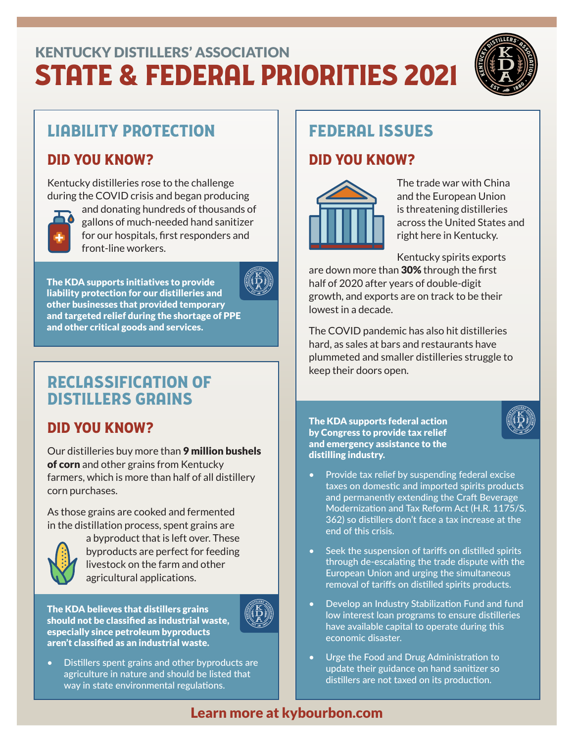## KENTUCKY DISTILLERS' ASSOCIATION

# STATE & FEDERAL PRIORITIES 2021

## LIABILITY PROTECTION

### DID YOU KNOW?

Kentucky distilleries rose to the challenge during the COVID crisis and began producing and donating hundreds of thousands of gallons of much-needed hand sanitizer for our hospitals, first responders and front-line workers.

**The KDA supports initiatives to provide liability protection for our distilleries and other businesses that provided temporary and targeted relief during the shortage of PPE and other critical goods and services.**

## RECLASSIFICATION OF DISTILLERS GRAINS

### DID YOU KNOW?

Our distilleries buy more than **9 million bushels of corn** and other grains from Kentucky farmers, which is more than half of all distillery corn purchases.

As those grains are cooked and fermented in the distillation process, spent grains are a byproduct that is left over. These byproducts are perfect for feeding livestock on the farm and other agricultural applications.

**The KDA believes that distillers grains should not be classified as industrial waste, especially since petroleum byproducts aren't classified as an industrial waste.**

- Distillers spent grains and other byproducts are agriculture in nature and should be listed that way in state environmental regulations.

## FEDERAL ISSUES

### DID YOU KNOW?

The trade war with China and the European Union is threatening distilleries across the United States and right here in Kentucky.

Kentucky spirits exports are down more than **30%** through the first half of 2020 after years of double-digit growth, and exports are on track to be their lowest in a decade.

The COVID pandemic has also hit distilleries hard, as sales at bars and restaurants have plummeted and smaller distilleries struggle to keep their doors open.

**The KDA supports federal action by Congress to provide tax relief and emergency assistance to the distilling industry.**

- Provide tax relief by suspending federal excise taxes on domestic and imported spirits products and permanently extending the Craft Beverage Modernization and Tax Reform Act (H.R. 1175/S. 362) so distillers don't face a tax increase at the end of this crisis.
- Seek the suspension of tariffs on distilled spirits through de-escalating the trade dispute with the European Union and urging the simultaneous removal of tariffs on distilled spirits products.
- Develop an Industry Stabilization Fund and fund low interest loan programs to ensure distilleries have available capital to operate during this economic disaster.
- Urge the Food and Drug Administration to update their guidance on hand sanitizer so distillers are not taxed on its production.

**Learn more at kybourbon.com**